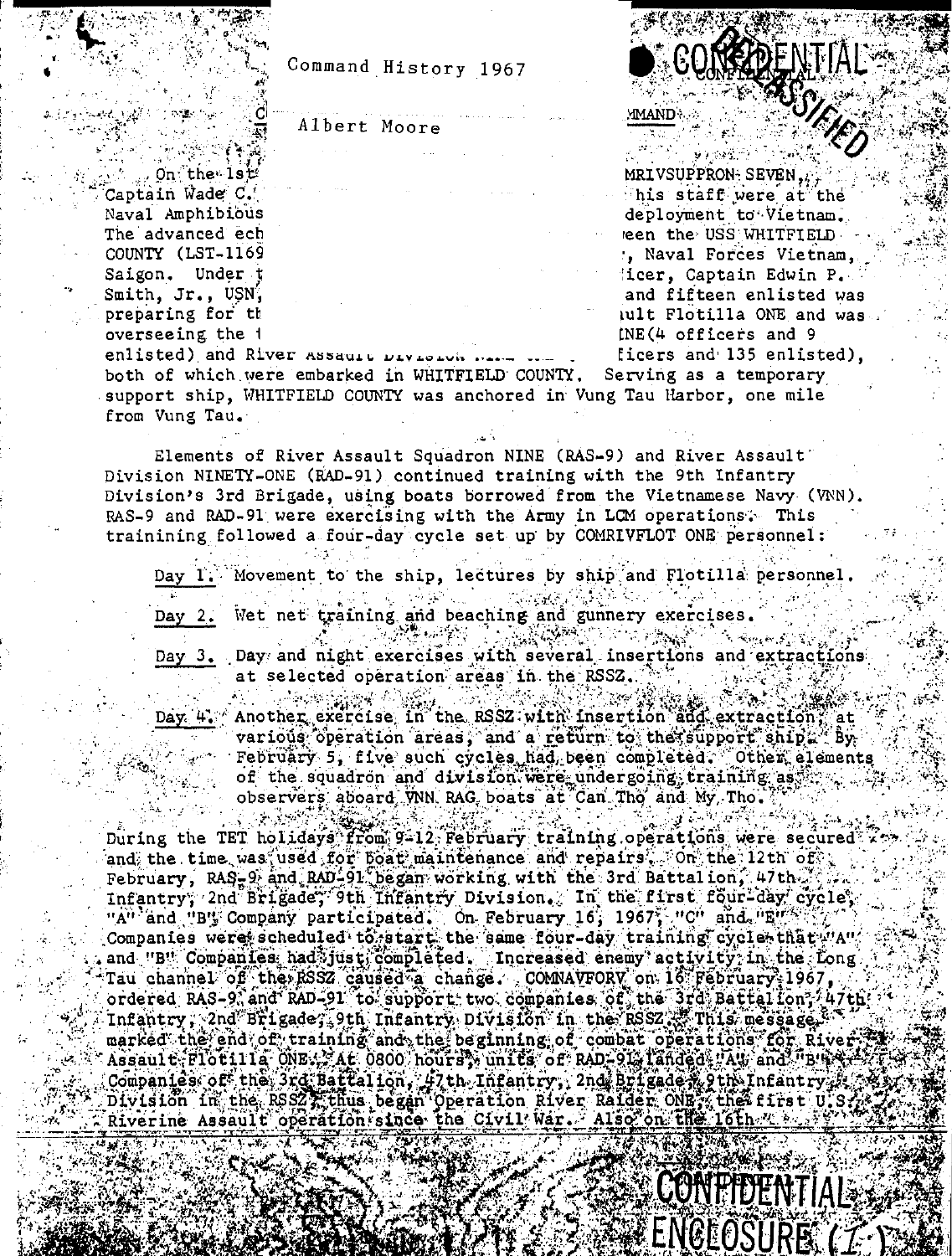Command History 1967

Albert Moore

CONFIDENTIAL

DECLASSIFIED

On the 1st ... MRIVSUPPRON SEVEN, Captain Wade C. ... his staff were at the Naval Amphibious ... deployment to Vietnam. The advanced ech... ...een the USS WHITFIELD COUNTY (LST-1169... , Naval Forces Vietnam, Saigon. Under t... ...icer, Captain Edwin P. Smith, Jr., USN, ... and fifteen enlisted was preparing for th... ...ult Flotilla ONE and was overseeing the ... ...INE (4 officers and 9 enlisted) and River Assault Division ... ...ficers and 135 enlisted), both of which were embarked in WHITFIELD COUNTY. Serving as a temporary support ship, WHITFIELD COUNTY was anchored in Vung Tau Harbor, one mile from Vung Tau.

Elements of River Assault Squadron NINE (RAS-9) and River Assault Division NINETY-ONE (RAD-91) continued training with the 9th Infantry Division's 3rd Brigade, using boats borrowed from the Vietnamese Navy (VNN). RAS-9 and RAD-91 were exercising with the Army in LCM operations. This trainining followed a four-day cycle set up by COMRIVFLOT ONE personnel:

Day 1. Movement to the ship, lectures by ship and Flotilla personnel.

Day 2. Wet net training and beaching and gunnery exercises.

Day 3. Day and night exercises with several insertions and extractions at selected operation areas in the RSSZ.

Day 4. Another exercise in the RSSZ with insertion and extraction, at various operation areas, and a return to the support ship. By February 5, five such cycles had been completed. Other elements of the squadron and division were undergoing training as observers aboard VNN RAG boats at Can Tho and My Tho.

During the TET holidays from 9-12 February training operations were secured and the time was used for boat maintenance and repairs. On the 12th of February, RAS-9 and RAD-91 began working with the 3rd Battalion, 47th Infantry, 2nd Brigade, 9th Infantry Division. In the first four-day cycle, "A" and "B" Company participated. On February 16, 1967, "C" and "E" Companies were scheduled to start the same four-day training cycle that "A" and "B" Companies had just completed. Increased enemy activity in the Long Tau channel of the RSSZ caused a change. COMNAVFORV on 16 February 1967, ordered RAS-9 and RAD-91 to support two companies of the 3rd Battalion, 47th Infantry, 2nd Brigade, 9th Infantry Division in the RSSZ. This message marked the end of training and the beginning of combat operations for River Assault Flotilla ONE. At 0800 hours, units of RAD-91 landed "A" and "B" Companies of the 3rd Battalion, 47th Infantry, 2nd Brigade, 9th Infantry Division in the RSSZ, thus began Operation River Raider ONE, the first U.S. Riverine Assault operation since the Civil War. Also on the 16th

CONFIDENTIAL

ENCLOSURE (1)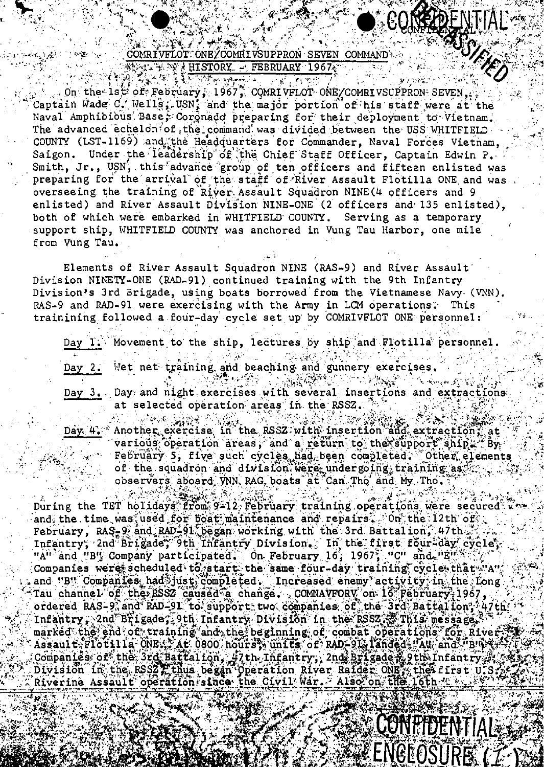CONFIDENTIAL

DECLASSIFIED

COMRIVFLOT ONE/COMRIVSUPPRON SEVEN COMMAND HISTORY - FEBRUARY 1967

On the 1st of February, 1967, COMRIVFLOT ONE/COMRIVSUPPRON SEVEN, Captain Wade C. Wells, USN, and the major portion of his staff were at the Naval Amphibious Base, Coronado preparing for their deployment to Vietnam. The advanced echelon of the command was divided between the USS WHITFIELD COUNTY (LST-1169) and the Headquarters for Commander, Naval Forces Vietnam, Saigon. Under the leadership of the Chief Staff Officer, Captain Edwin P. Smith, Jr., USN, this advance group of ten officers and fifteen enlisted was preparing for the arrival of the staff of River Assault Flotilla ONE and was overseeing the training of River Assault Squadron NINE(4 officers and 9 enlisted) and River Assault Division NINE-ONE (2 officers and 135 enlisted), both of which were embarked in WHITFIELD COUNTY. Serving as a temporary support ship, WHITFIELD COUNTY was anchored in Vung Tau Harbor, one mile from Vung Tau.

Elements of River Assault Squadron NINE (RAS-9) and River Assault Division NINETY-ONE (RAD-91) continued training with the 9th Infantry Division's 3rd Brigade, using boats borrowed from the Vietnamese Navy (VNN). RAS-9 and RAD-91 were exercising with the Army in LCM operations. This trainining followed a four-day cycle set up by COMRIVFLOT ONE personnel:

Day 1. Movement to the ship, lectures by ship and Flotilla personnel.

Day 2. Wet net training and beaching and gunnery exercises.

Day 3. Day and night exercises with several insertions and extractions at selected operation areas in the RSSZ.

Day 4. Another exercise in the RSSZ with insertion and extraction, at various operation areas, and a return to the support ship. By February 5, five such cycles had been completed. Other elements of the squadron and division were undergoing training as observers aboard VNN RAG boats at Can Tho and My Tho.

During the TET holidays from 9-12 February training operations were secured and the time was used for boat maintenance and repairs. On the 12th of February, RAS-9 and RAD-91 began working with the 3rd Battalion, 47th Infantry, 2nd Brigade, 9th Infantry Division. In the first four-day cycle, "A" and "B" Company participated. On February 16, 1967, "C" and "E" Companies were scheduled to start the same four-day training cycle that "A" and "B" Companies had just completed. Increased enemy activity in the Long Tau channel of the RSSZ caused a change. COMNAVFORV on 16 February 1967, ordered RAS-9 and RAD-91 to support two companies of the 3rd Battalion, 47th Infantry, 2nd Brigade, 9th Infantry Division in the RSSZ. This message marked the end of training and the beginning of combat operations for River Assault Flotilla ONE. At 0800 hours, units of RAD-91 landed "A" and "B" Companies of the 3rd Battalion, 47th Infantry, 2nd Brigade, 9th Infantry Division in the RSSZ, thus began Operation River Raider ONE, the first U.S. Riverine Assault operation since the Civil War. Also on the 16th

CONFIDENTIAL

ENCLOSURE (1)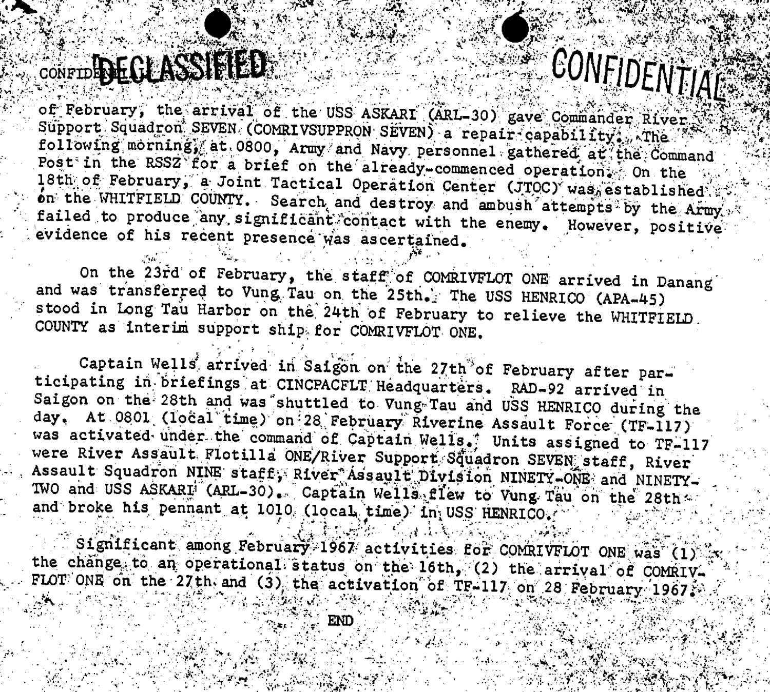of February, the arrival of the USS ASKARI (ARL-30) gave Commander River Support Squadron SEVEN (COMRIVSUPPRON SEVEN) a repair capability. The following morning, at 0800, Army and Navy personnel gathered at the Command Post in the RSSZ for a brief on the already-commenced operation. On the 18th of February, a Joint Tactical Operation Center (JTOC) was established on the WHITFIELD COUNTY. Search and destroy and ambush attempts by the Army failed to produce any significant contact with the enemy. However, positive evidence of his recent presence was ascertained.

On the 23rd of February, the staff of COMRIVFLOT ONE arrived in Danang and was transferred to Vung Tau on the 25th. The USS HENRICO (APA-45) stood in Long Tau Harbor on the 24th of February to relieve the WHITFIELD COUNTY as interim support ship for COMRIVFLOT ONE.

Captain Wells arrived in Saigon on the 27th of February after participating in briefings at CINCPACFLT Headquarters. RAD-92 arrived in Saigon on the 28th and was shuttled to Vung Tau and USS HENRICO during the day. At 0801 (local time) on 28 February Riverine Assault Force (TF-117) was activated under the command of Captain Wells. Units assigned to TF-117 were River Assault Flotilla ONE/River Support Squadron SEVEN staff, River Assault Squadron NINE staff, River Assault Division NINETY-ONE and NINETY-TWO and USS ASKARI (ARL-30). Captain Wells flew to Vung Tau on the 28th and broke his pennant at 1010 (local time) in USS HENRICO.

Significant among February 1967 activities for COMRIVFLOT ONE was (1) the change to an operational status on the 16th, (2) the arrival of COMRIVFLOT ONE on the 27th and (3) the activation of TF-117 on 28 February 1967.

END